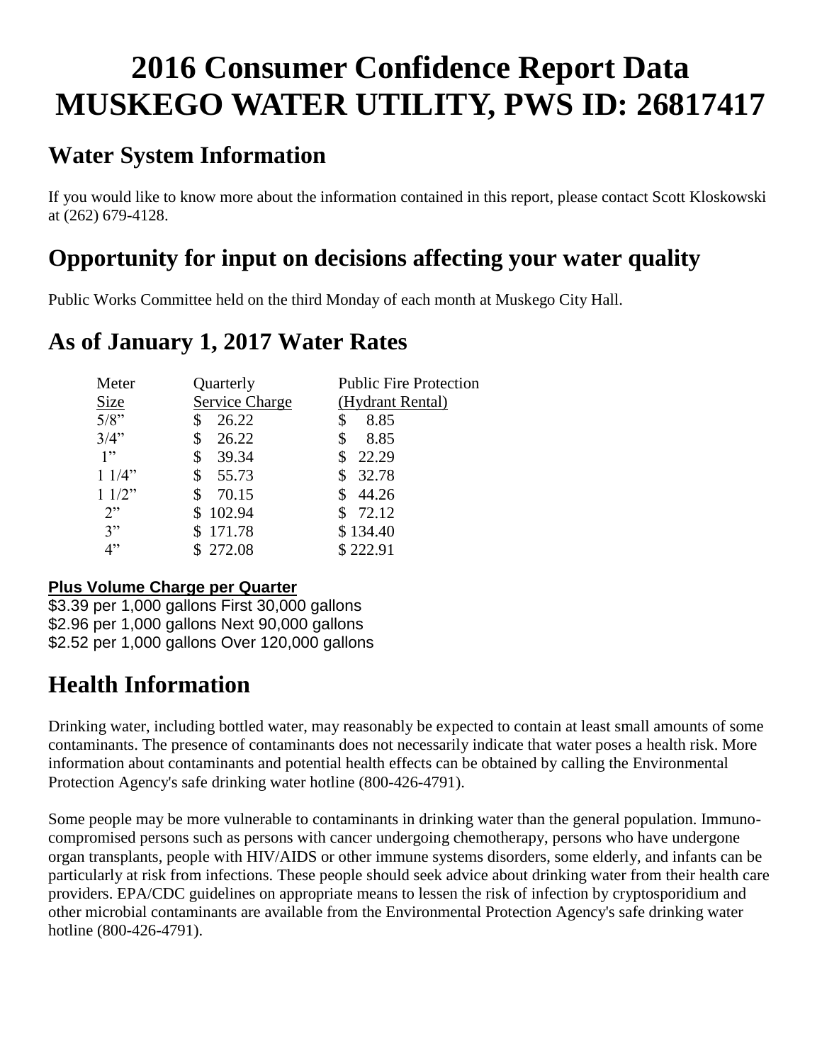# 2016 Consumer Confidence Report Data MUSKEGO WATER UTILITY, PWS ID: 26817417

## Water System Information

If you would like to know more about the information contained in this report, please contact Scott Kloskowski at (262) 679-4128.

## Opportunity for input on decisions affecting your water quality

Public Works Committee held on the third Monday of each month at Muskego City Hall.

## As of January 1, 2017 Water Rates

| Meter Size | Quarterly Service Charge | Public Fire Protection (Hydrant Rental) |
|---|---|---|
| 5/8” | $ 26.22 | $ 8.85 |
| 3/4” | $ 26.22 | $ 8.85 |
| 1” | $ 39.34 | $ 22.29 |
| 1 1/4” | $ 55.73 | $ 32.78 |
| 1 1/2” | $ 70.15 | $ 44.26 |
| 2” | $ 102.94 | $ 72.12 |
| 3” | $ 171.78 | $ 134.40 |
| 4” | $ 272.08 | $ 222.91 |

**Plus Volume Charge per Quarter**

$3.39 per 1,000 gallons First 30,000 gallons
$2.96 per 1,000 gallons Next 90,000 gallons
$2.52 per 1,000 gallons Over 120,000 gallons

# Health Information

Drinking water, including bottled water, may reasonably be expected to contain at least small amounts of some contaminants. The presence of contaminants does not necessarily indicate that water poses a health risk. More information about contaminants and potential health effects can be obtained by calling the Environmental Protection Agency's safe drinking water hotline (800-426-4791).

Some people may be more vulnerable to contaminants in drinking water than the general population. Immuno-compromised persons such as persons with cancer undergoing chemotherapy, persons who have undergone organ transplants, people with HIV/AIDS or other immune systems disorders, some elderly, and infants can be particularly at risk from infections. These people should seek advice about drinking water from their health care providers. EPA/CDC guidelines on appropriate means to lessen the risk of infection by cryptosporidium and other microbial contaminants are available from the Environmental Protection Agency's safe drinking water hotline (800-426-4791).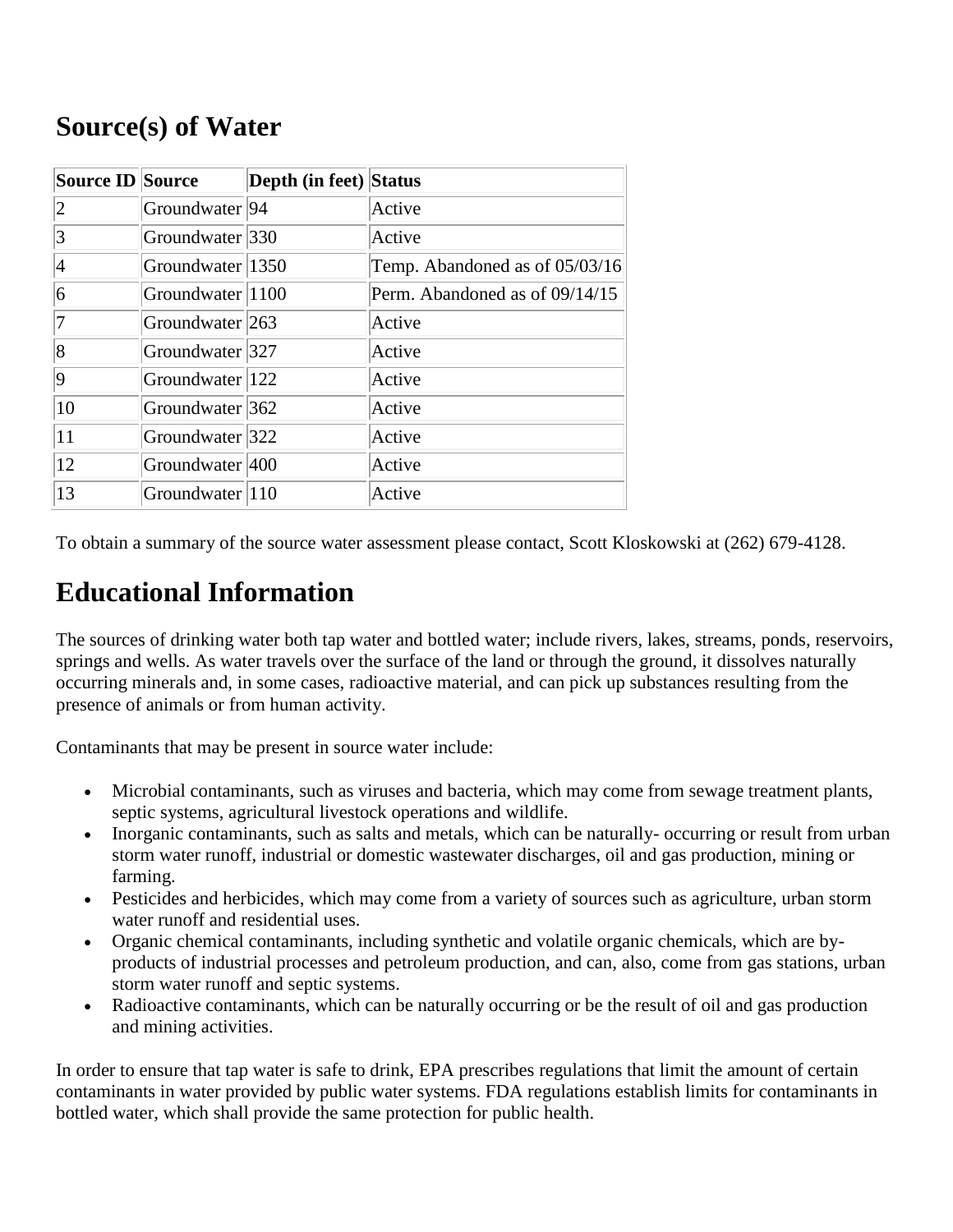## Source(s) of Water

| Source ID | Source | Depth (in feet) | Status |
|---|---|---|---|
| 2 | Groundwater | 94 | Active |
| 3 | Groundwater | 330 | Active |
| 4 | Groundwater | 1350 | Temp. Abandoned as of 05/03/16 |
| 6 | Groundwater | 1100 | Perm. Abandoned as of 09/14/15 |
| 7 | Groundwater | 263 | Active |
| 8 | Groundwater | 327 | Active |
| 9 | Groundwater | 122 | Active |
| 10 | Groundwater | 362 | Active |
| 11 | Groundwater | 322 | Active |
| 12 | Groundwater | 400 | Active |
| 13 | Groundwater | 110 | Active |

To obtain a summary of the source water assessment please contact, Scott Kloskowski at (262) 679-4128.

## Educational Information

The sources of drinking water both tap water and bottled water; include rivers, lakes, streams, ponds, reservoirs, springs and wells. As water travels over the surface of the land or through the ground, it dissolves naturally occurring minerals and, in some cases, radioactive material, and can pick up substances resulting from the presence of animals or from human activity.

Contaminants that may be present in source water include:

- Microbial contaminants, such as viruses and bacteria, which may come from sewage treatment plants, septic systems, agricultural livestock operations and wildlife.
- Inorganic contaminants, such as salts and metals, which can be naturally- occurring or result from urban storm water runoff, industrial or domestic wastewater discharges, oil and gas production, mining or farming.
- Pesticides and herbicides, which may come from a variety of sources such as agriculture, urban storm water runoff and residential uses.
- Organic chemical contaminants, including synthetic and volatile organic chemicals, which are by-products of industrial processes and petroleum production, and can, also, come from gas stations, urban storm water runoff and septic systems.
- Radioactive contaminants, which can be naturally occurring or be the result of oil and gas production and mining activities.

In order to ensure that tap water is safe to drink, EPA prescribes regulations that limit the amount of certain contaminants in water provided by public water systems. FDA regulations establish limits for contaminants in bottled water, which shall provide the same protection for public health.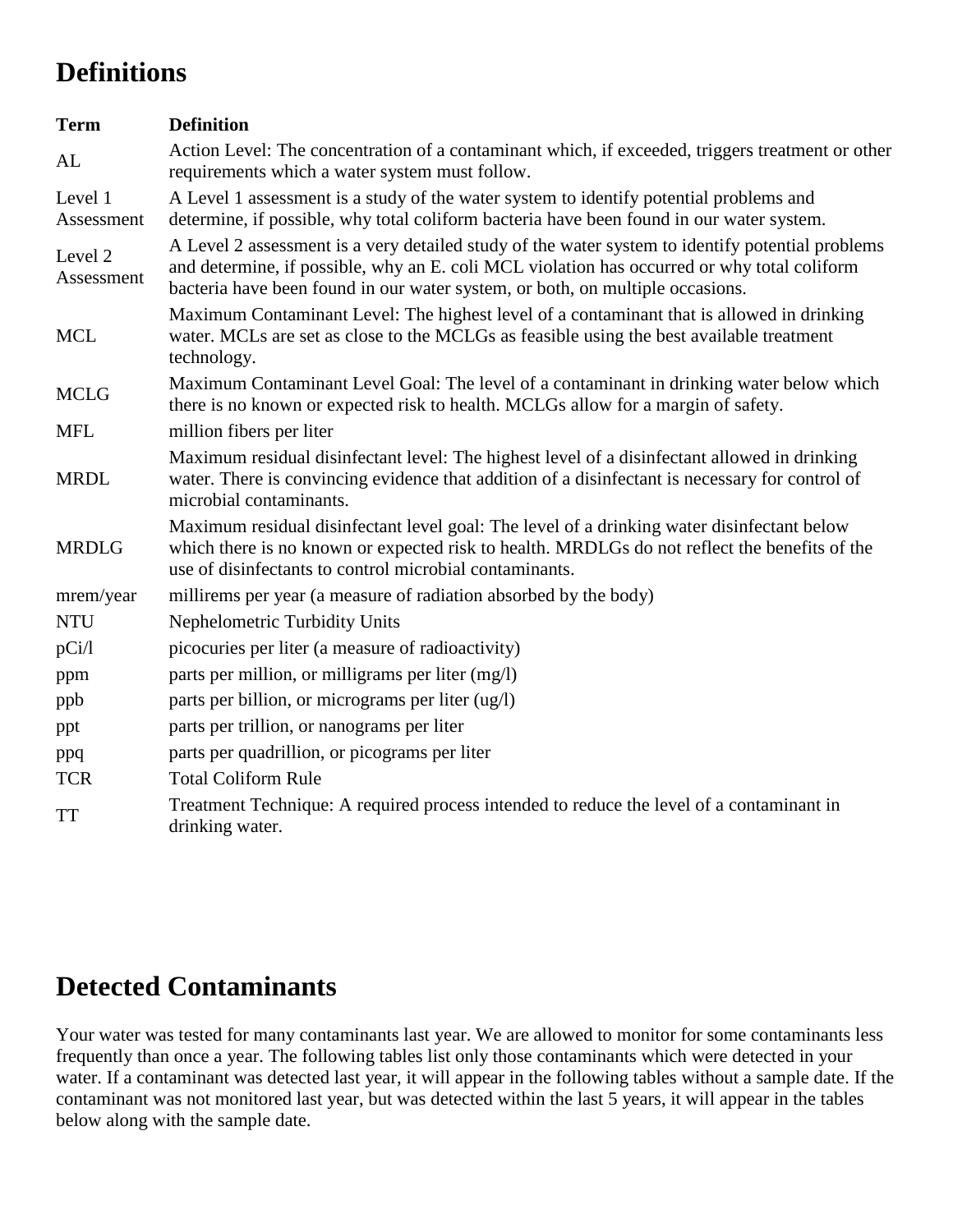# Definitions

| Term | Definition |
| --- | --- |
| AL | Action Level: The concentration of a contaminant which, if exceeded, triggers treatment or other requirements which a water system must follow. |
| Level 1 Assessment | A Level 1 assessment is a study of the water system to identify potential problems and determine, if possible, why total coliform bacteria have been found in our water system. |
| Level 2 Assessment | A Level 2 assessment is a very detailed study of the water system to identify potential problems and determine, if possible, why an E. coli MCL violation has occurred or why total coliform bacteria have been found in our water system, or both, on multiple occasions. |
| MCL | Maximum Contaminant Level: The highest level of a contaminant that is allowed in drinking water. MCLs are set as close to the MCLGs as feasible using the best available treatment technology. |
| MCLG | Maximum Contaminant Level Goal: The level of a contaminant in drinking water below which there is no known or expected risk to health. MCLGs allow for a margin of safety. |
| MFL | million fibers per liter |
| MRDL | Maximum residual disinfectant level: The highest level of a disinfectant allowed in drinking water. There is convincing evidence that addition of a disinfectant is necessary for control of microbial contaminants. |
| MRDLG | Maximum residual disinfectant level goal: The level of a drinking water disinfectant below which there is no known or expected risk to health. MRDLGs do not reflect the benefits of the use of disinfectants to control microbial contaminants. |
| mrem/year | millirems per year (a measure of radiation absorbed by the body) |
| NTU | Nephelometric Turbidity Units |
| pCi/l | picocuries per liter (a measure of radioactivity) |
| ppm | parts per million, or milligrams per liter (mg/l) |
| ppb | parts per billion, or micrograms per liter (ug/l) |
| ppt | parts per trillion, or nanograms per liter |
| ppq | parts per quadrillion, or picograms per liter |
| TCR | Total Coliform Rule |
| TT | Treatment Technique: A required process intended to reduce the level of a contaminant in drinking water. |

# Detected Contaminants

Your water was tested for many contaminants last year. We are allowed to monitor for some contaminants less frequently than once a year. The following tables list only those contaminants which were detected in your water. If a contaminant was detected last year, it will appear in the following tables without a sample date. If the contaminant was not monitored last year, but was detected within the last 5 years, it will appear in the tables below along with the sample date.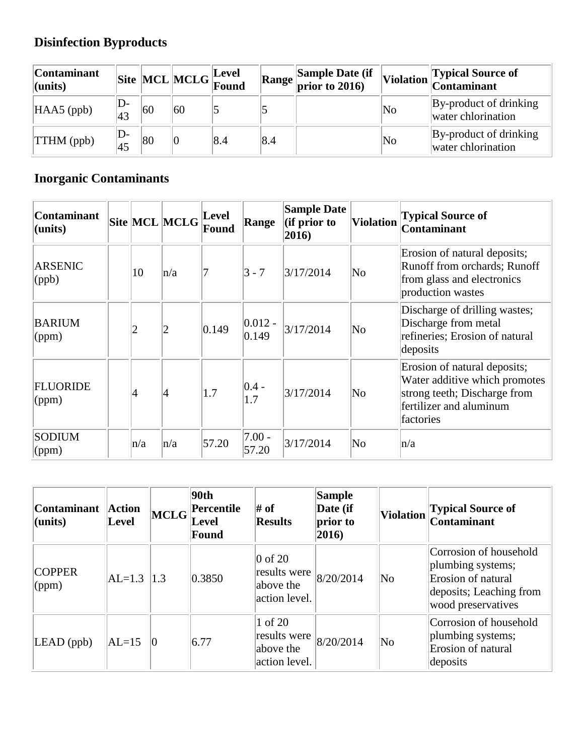## Disinfection Byproducts

| Contaminant (units) | Site | MCL | MCLG | Level Found | Range | Sample Date (if prior to 2016) | Violation | Typical Source of Contaminant |
|---|---|---|---|---|---|---|---|---|
| HAA5 (ppb) | D-43 | 60 | 60 | 5 | 5 | | No | By-product of drinking water chlorination |
| TTHM (ppb) | D-45 | 80 | 0 | 8.4 | 8.4 | | No | By-product of drinking water chlorination |

## Inorganic Contaminants

| Contaminant (units) | Site | MCL | MCLG | Level Found | Range | Sample Date (if prior to 2016) | Violation | Typical Source of Contaminant |
|---|---|---|---|---|---|---|---|---|
| ARSENIC (ppb) | | 10 | n/a | 7 | 3 - 7 | 3/17/2014 | No | Erosion of natural deposits; Runoff from orchards; Runoff from glass and electronics production wastes |
| BARIUM (ppm) | | 2 | 2 | 0.149 | 0.012 - 0.149 | 3/17/2014 | No | Discharge of drilling wastes; Discharge from metal refineries; Erosion of natural deposits |
| FLUORIDE (ppm) | | 4 | 4 | 1.7 | 0.4 - 1.7 | 3/17/2014 | No | Erosion of natural deposits; Water additive which promotes strong teeth; Discharge from fertilizer and aluminum factories |
| SODIUM (ppm) | | n/a | n/a | 57.20 | 7.00 - 57.20 | 3/17/2014 | No | n/a |

| Contaminant (units) | Action Level | MCLG | 90th Percentile Level Found | # of Results | Sample Date (if prior to 2016) | Violation | Typical Source of Contaminant |
|---|---|---|---|---|---|---|---|
| COPPER (ppm) | AL=1.3 | 1.3 | 0.3850 | 0 of 20 results were above the action level. | 8/20/2014 | No | Corrosion of household plumbing systems; Erosion of natural deposits; Leaching from wood preservatives |
| LEAD (ppb) | AL=15 | 0 | 6.77 | 1 of 20 results were above the action level. | 8/20/2014 | No | Corrosion of household plumbing systems; Erosion of natural deposits |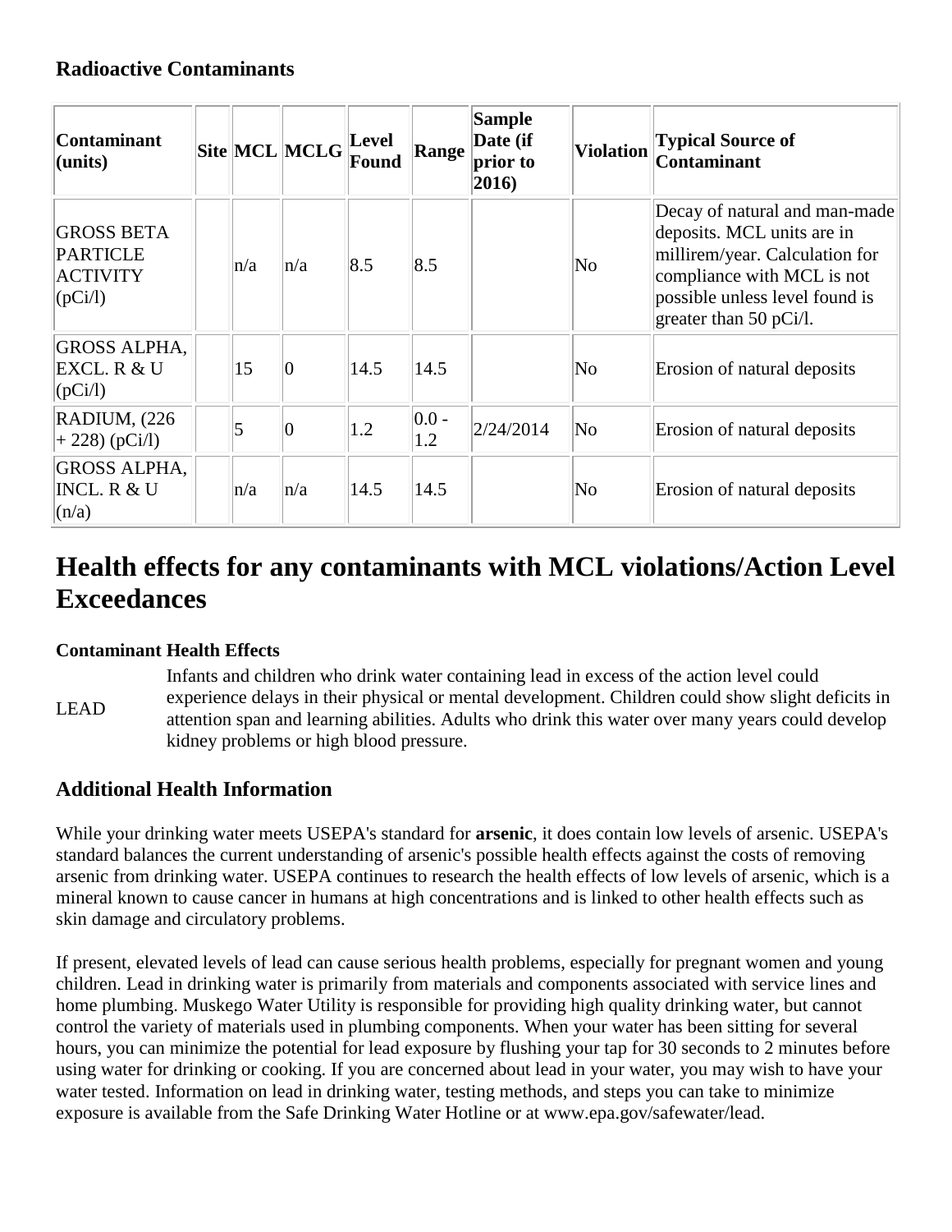### Radioactive Contaminants

| Contaminant (units) | Site | MCL | MCLG | Level Found | Range | Sample Date (if prior to 2016) | Violation | Typical Source of Contaminant |
|---|---|---|---|---|---|---|---|---|
| GROSS BETA PARTICLE ACTIVITY (pCi/l) | | n/a | n/a | 8.5 | 8.5 | | No | Decay of natural and man-made deposits. MCL units are in millirem/year. Calculation for compliance with MCL is not possible unless level found is greater than 50 pCi/l. |
| GROSS ALPHA, EXCL. R & U (pCi/l) | | 15 | 0 | 14.5 | 14.5 | | No | Erosion of natural deposits |
| RADIUM, (226 + 228) (pCi/l) | | 5 | 0 | 1.2 | 0.0 - 1.2 | 2/24/2014 | No | Erosion of natural deposits |
| GROSS ALPHA, INCL. R & U (n/a) | | n/a | n/a | 14.5 | 14.5 | | No | Erosion of natural deposits |

# Health effects for any contaminants with MCL violations/Action Level Exceedances

**Contaminant Health Effects**

| | |
|---|---|
| LEAD | Infants and children who drink water containing lead in excess of the action level could experience delays in their physical or mental development. Children could show slight deficits in attention span and learning abilities. Adults who drink this water over many years could develop kidney problems or high blood pressure. |

## Additional Health Information

While your drinking water meets USEPA's standard for **arsenic**, it does contain low levels of arsenic. USEPA's standard balances the current understanding of arsenic's possible health effects against the costs of removing arsenic from drinking water. USEPA continues to research the health effects of low levels of arsenic, which is a mineral known to cause cancer in humans at high concentrations and is linked to other health effects such as skin damage and circulatory problems.

If present, elevated levels of lead can cause serious health problems, especially for pregnant women and young children. Lead in drinking water is primarily from materials and components associated with service lines and home plumbing. Muskego Water Utility is responsible for providing high quality drinking water, but cannot control the variety of materials used in plumbing components. When your water has been sitting for several hours, you can minimize the potential for lead exposure by flushing your tap for 30 seconds to 2 minutes before using water for drinking or cooking. If you are concerned about lead in your water, you may wish to have your water tested. Information on lead in drinking water, testing methods, and steps you can take to minimize exposure is available from the Safe Drinking Water Hotline or at www.epa.gov/safewater/lead.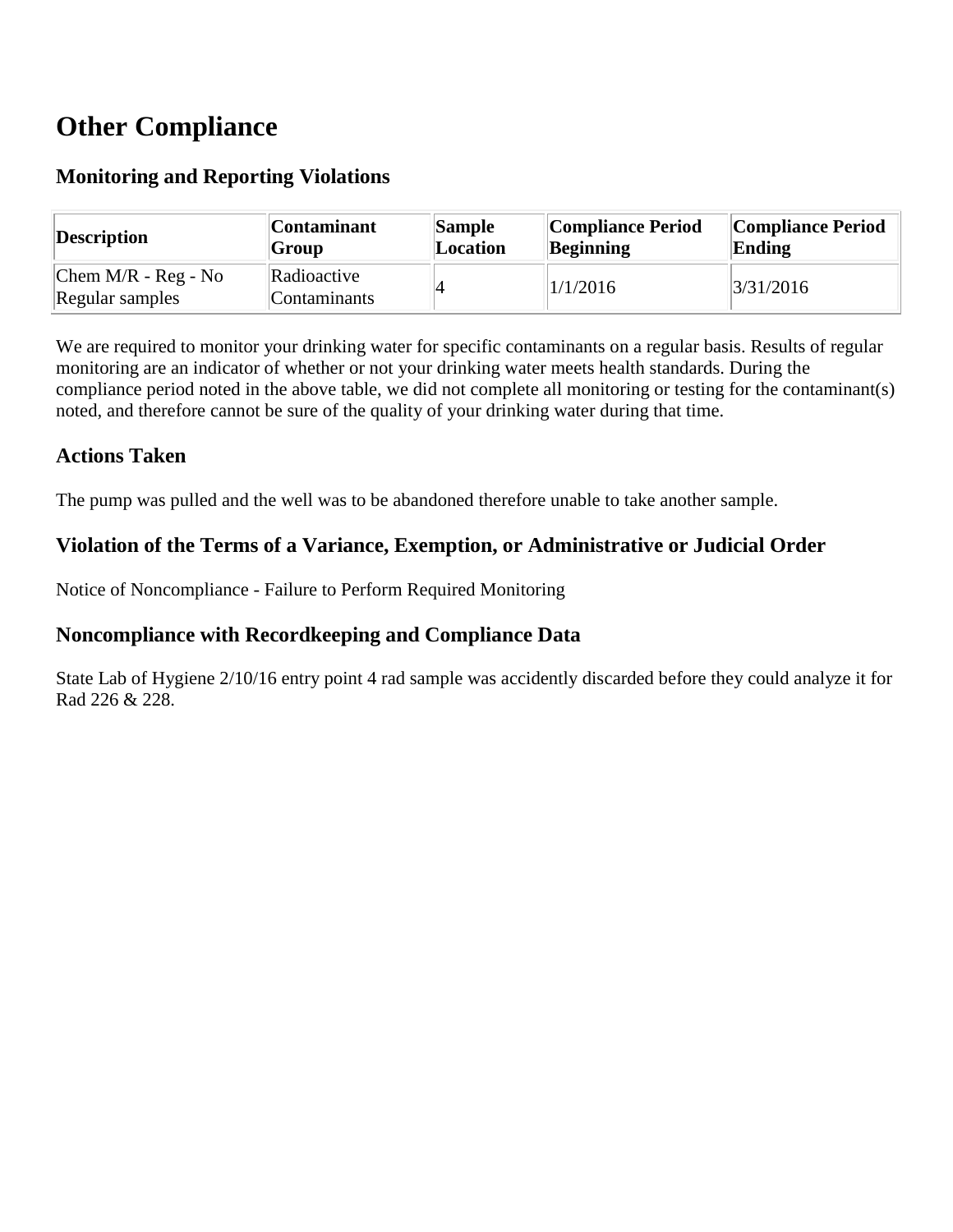# Other Compliance

## Monitoring and Reporting Violations

| Description | Contaminant Group | Sample Location | Compliance Period Beginning | Compliance Period Ending |
|---|---|---|---|---|
| Chem M/R - Reg - No Regular samples | Radioactive Contaminants | 4 | 1/1/2016 | 3/31/2016 |

We are required to monitor your drinking water for specific contaminants on a regular basis. Results of regular monitoring are an indicator of whether or not your drinking water meets health standards. During the compliance period noted in the above table, we did not complete all monitoring or testing for the contaminant(s) noted, and therefore cannot be sure of the quality of your drinking water during that time.

## Actions Taken

The pump was pulled and the well was to be abandoned therefore unable to take another sample.

## Violation of the Terms of a Variance, Exemption, or Administrative or Judicial Order

Notice of Noncompliance - Failure to Perform Required Monitoring

## Noncompliance with Recordkeeping and Compliance Data

State Lab of Hygiene 2/10/16 entry point 4 rad sample was accidently discarded before they could analyze it for Rad 226 & 228.